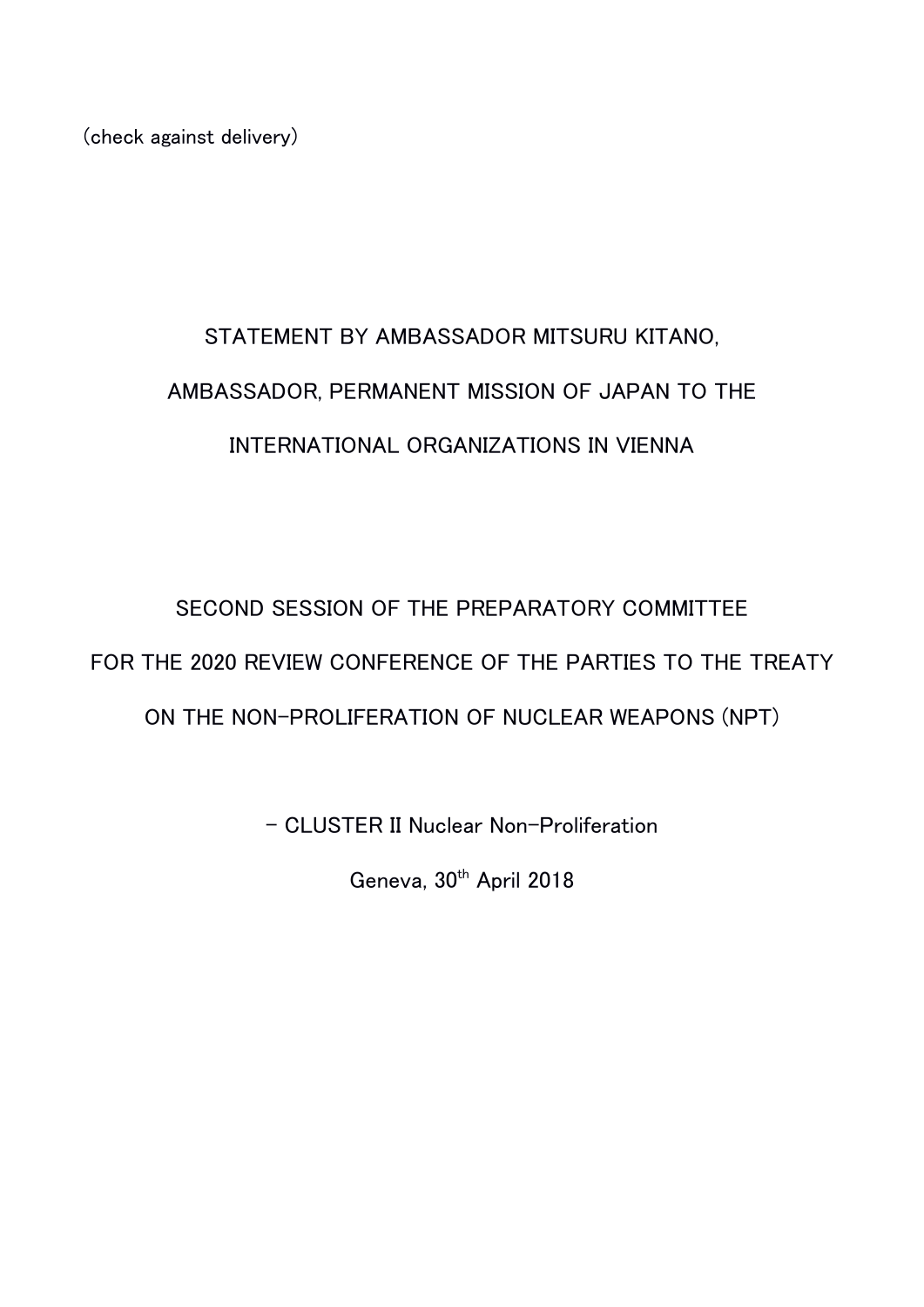(check against delivery)

# STATEMENT BY AMBASSADOR MITSURU KITANO,

# AMBASSADOR, PERMANENT MISSION OF JAPAN TO THE

# INTERNATIONAL ORGANIZATIONS IN VIENNA

## SECOND SESSION OF THE PREPARATORY COMMITTEE

## FOR THE 2020 REVIEW CONFERENCE OF THE PARTIES TO THE TREATY

## ON THE NON-PROLIFERATION OF NUCLEAR WEAPONS (NPT)

– CLUSTER II Nuclear Non-Proliferation

Geneva, 30th April 2018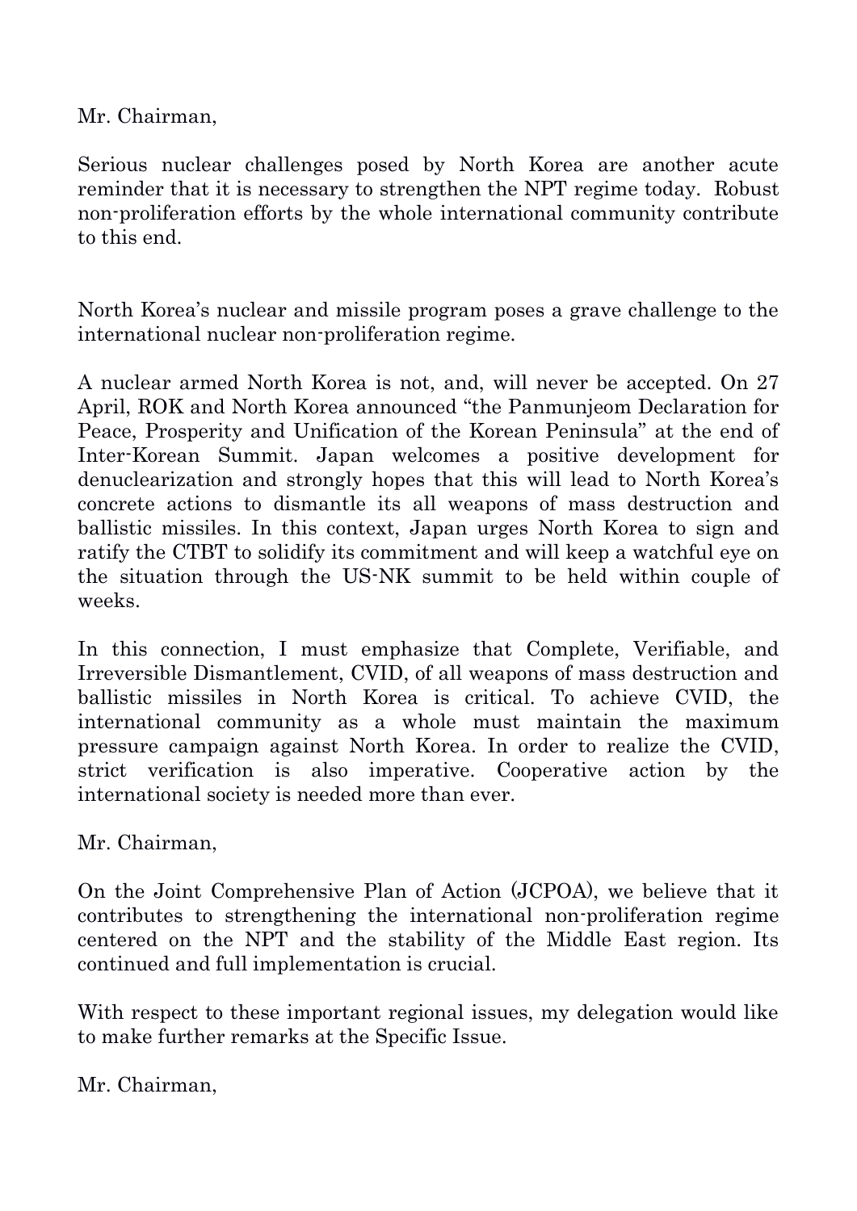Mr. Chairman,

Serious nuclear challenges posed by North Korea are another acute reminder that it is necessary to strengthen the NPT regime today. Robust non-proliferation efforts by the whole international community contribute to this end.

North Korea's nuclear and missile program poses a grave challenge to the international nuclear non-proliferation regime.

A nuclear armed North Korea is not, and, will never be accepted. On 27 April, ROK and North Korea announced "the Panmunjeom Declaration for Peace, Prosperity and Unification of the Korean Peninsula" at the end of Inter-Korean Summit. Japan welcomes a positive development for denuclearization and strongly hopes that this will lead to North Korea's concrete actions to dismantle its all weapons of mass destruction and ballistic missiles. In this context, Japan urges North Korea to sign and ratify the CTBT to solidify its commitment and will keep a watchful eye on the situation through the US-NK summit to be held within couple of weeks.

In this connection, I must emphasize that Complete, Verifiable, and Irreversible Dismantlement, CVID, of all weapons of mass destruction and ballistic missiles in North Korea is critical. To achieve CVID, the international community as a whole must maintain the maximum pressure campaign against North Korea. In order to realize the CVID, strict verification is also imperative. Cooperative action by the international society is needed more than ever.

Mr. Chairman,

On the Joint Comprehensive Plan of Action (JCPOA), we believe that it contributes to strengthening the international non-proliferation regime centered on the NPT and the stability of the Middle East region. Its continued and full implementation is crucial.

With respect to these important regional issues, my delegation would like to make further remarks at the Specific Issue.

Mr. Chairman,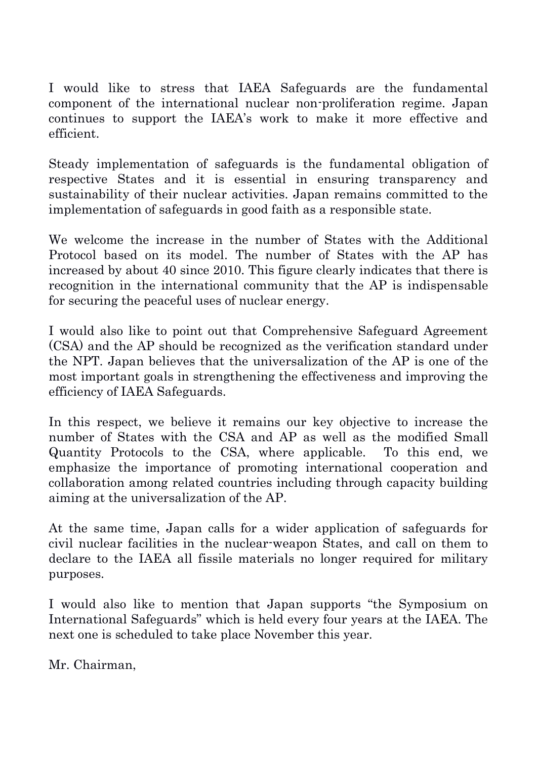I would like to stress that IAEA Safeguards are the fundamental component of the international nuclear non-proliferation regime. Japan continues to support the IAEA's work to make it more effective and efficient.

Steady implementation of safeguards is the fundamental obligation of respective States and it is essential in ensuring transparency and sustainability of their nuclear activities. Japan remains committed to the implementation of safeguards in good faith as a responsible state.

We welcome the increase in the number of States with the Additional Protocol based on its model. The number of States with the AP has increased by about 40 since 2010. This figure clearly indicates that there is recognition in the international community that the AP is indispensable for securing the peaceful uses of nuclear energy.

I would also like to point out that Comprehensive Safeguard Agreement (CSA) and the AP should be recognized as the verification standard under the NPT. Japan believes that the universalization of the AP is one of the most important goals in strengthening the effectiveness and improving the efficiency of IAEA Safeguards.

In this respect, we believe it remains our key objective to increase the number of States with the CSA and AP as well as the modified Small Quantity Protocols to the CSA, where applicable. To this end, we emphasize the importance of promoting international cooperation and collaboration among related countries including through capacity building aiming at the universalization of the AP.

At the same time, Japan calls for a wider application of safeguards for civil nuclear facilities in the nuclear-weapon States, and call on them to declare to the IAEA all fissile materials no longer required for military purposes.

I would also like to mention that Japan supports "the Symposium on International Safeguards" which is held every four years at the IAEA. The next one is scheduled to take place November this year.

Mr. Chairman,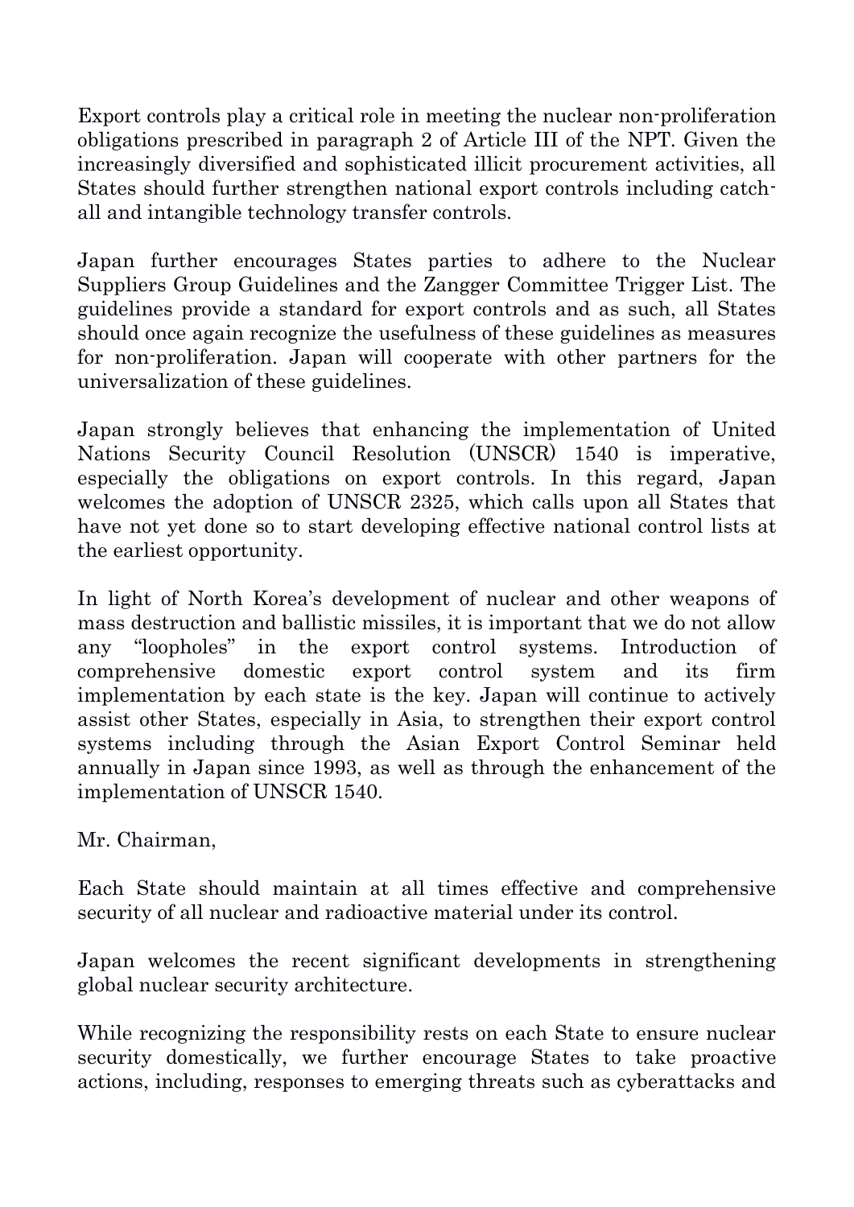Export controls play a critical role in meeting the nuclear non-proliferation obligations prescribed in paragraph 2 of Article III of the NPT. Given the increasingly diversified and sophisticated illicit procurement activities, all States should further strengthen national export controls including catch-all and intangible technology transfer controls.

Japan further encourages States parties to adhere to the Nuclear Suppliers Group Guidelines and the Zangger Committee Trigger List. The guidelines provide a standard for export controls and as such, all States should once again recognize the usefulness of these guidelines as measures for non-proliferation. Japan will cooperate with other partners for the universalization of these guidelines.

Japan strongly believes that enhancing the implementation of United Nations Security Council Resolution (UNSCR) 1540 is imperative, especially the obligations on export controls. In this regard, Japan welcomes the adoption of UNSCR 2325, which calls upon all States that have not yet done so to start developing effective national control lists at the earliest opportunity.

In light of North Korea's development of nuclear and other weapons of mass destruction and ballistic missiles, it is important that we do not allow any "loopholes" in the export control systems. Introduction of comprehensive domestic export control system and its firm implementation by each state is the key. Japan will continue to actively assist other States, especially in Asia, to strengthen their export control systems including through the Asian Export Control Seminar held annually in Japan since 1993, as well as through the enhancement of the implementation of UNSCR 1540.

Mr. Chairman,

Each State should maintain at all times effective and comprehensive security of all nuclear and radioactive material under its control.

Japan welcomes the recent significant developments in strengthening global nuclear security architecture.

While recognizing the responsibility rests on each State to ensure nuclear security domestically, we further encourage States to take proactive actions, including, responses to emerging threats such as cyberattacks and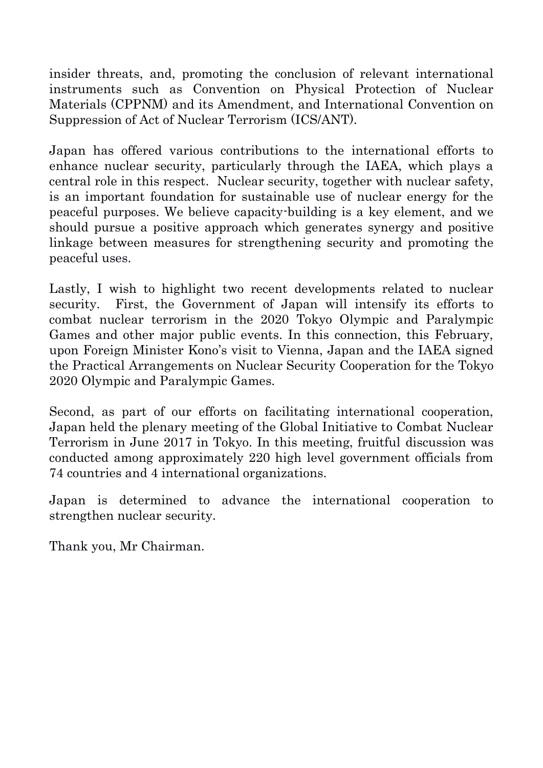insider threats, and, promoting the conclusion of relevant international instruments such as Convention on Physical Protection of Nuclear Materials (CPPNM) and its Amendment, and International Convention on Suppression of Act of Nuclear Terrorism (ICS/ANT).

Japan has offered various contributions to the international efforts to enhance nuclear security, particularly through the IAEA, which plays a central role in this respect. Nuclear security, together with nuclear safety, is an important foundation for sustainable use of nuclear energy for the peaceful purposes. We believe capacity-building is a key element, and we should pursue a positive approach which generates synergy and positive linkage between measures for strengthening security and promoting the peaceful uses.

Lastly, I wish to highlight two recent developments related to nuclear security. First, the Government of Japan will intensify its efforts to combat nuclear terrorism in the 2020 Tokyo Olympic and Paralympic Games and other major public events. In this connection, this February, upon Foreign Minister Kono's visit to Vienna, Japan and the IAEA signed the Practical Arrangements on Nuclear Security Cooperation for the Tokyo 2020 Olympic and Paralympic Games.

Second, as part of our efforts on facilitating international cooperation, Japan held the plenary meeting of the Global Initiative to Combat Nuclear Terrorism in June 2017 in Tokyo. In this meeting, fruitful discussion was conducted among approximately 220 high level government officials from 74 countries and 4 international organizations.

Japan is determined to advance the international cooperation to strengthen nuclear security.

Thank you, Mr Chairman.